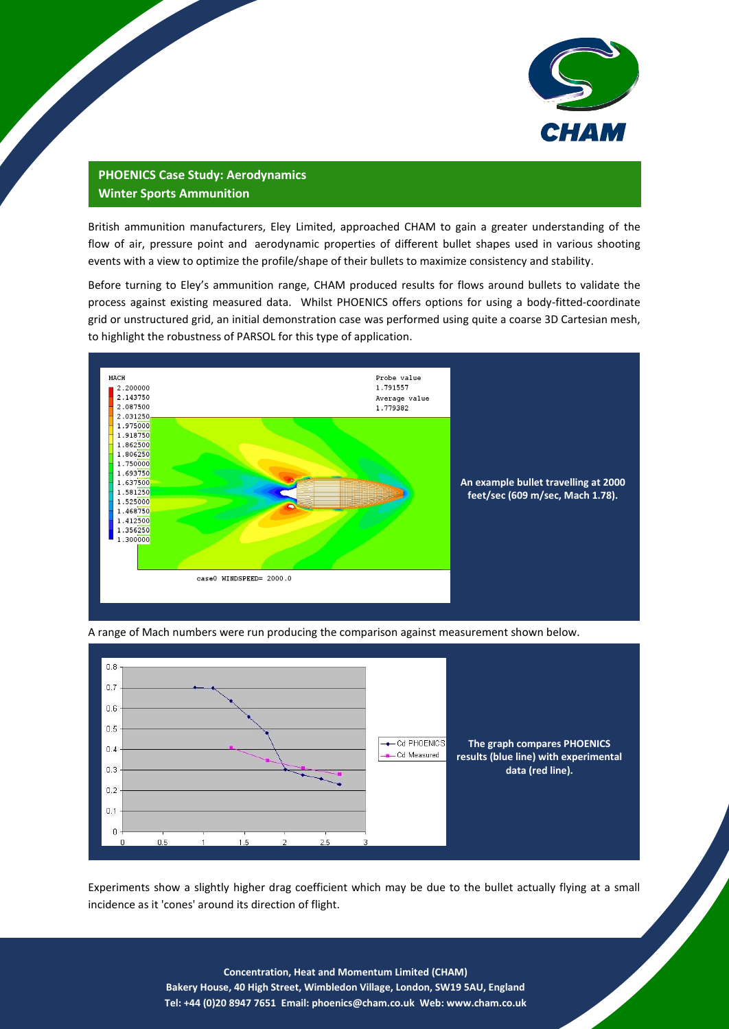## PHOENICS Case Study: Aerodynamics
## Winter Sports Ammunition

British ammunition manufacturers, Eley Limited, approached CHAM to gain a greater understanding of the flow of air, pressure point and aerodynamic properties of different bullet shapes used in various shooting events with a view to optimize the profile/shape of their bullets to maximize consistency and stability.

Before turning to Eley's ammunition range, CHAM produced results for flows around bullets to validate the process against existing measured data. Whilst PHOENICS offers options for using a body-fitted-coordinate grid or unstructured grid, an initial demonstration case was performed using quite a coarse 3D Cartesian mesh, to highlight the robustness of PARSOL for this type of application.

**An example bullet travelling at 2000 feet/sec (609 m/sec, Mach 1.78).**

A range of Mach numbers were run producing the comparison against measurement shown below.

**The graph compares PHOENICS results (blue line) with experimental data (red line).**

Experiments show a slightly higher drag coefficient which may be due to the bullet actually flying at a small incidence as it 'cones' around its direction of flight.

**Concentration, Heat and Momentum Limited (CHAM)**
**Bakery House, 40 High Street, Wimbledon Village, London, SW19 5AU, England**
**Tel: +44 (0)20 8947 7651 Email: phoenics@cham.co.uk Web: www.cham.co.uk**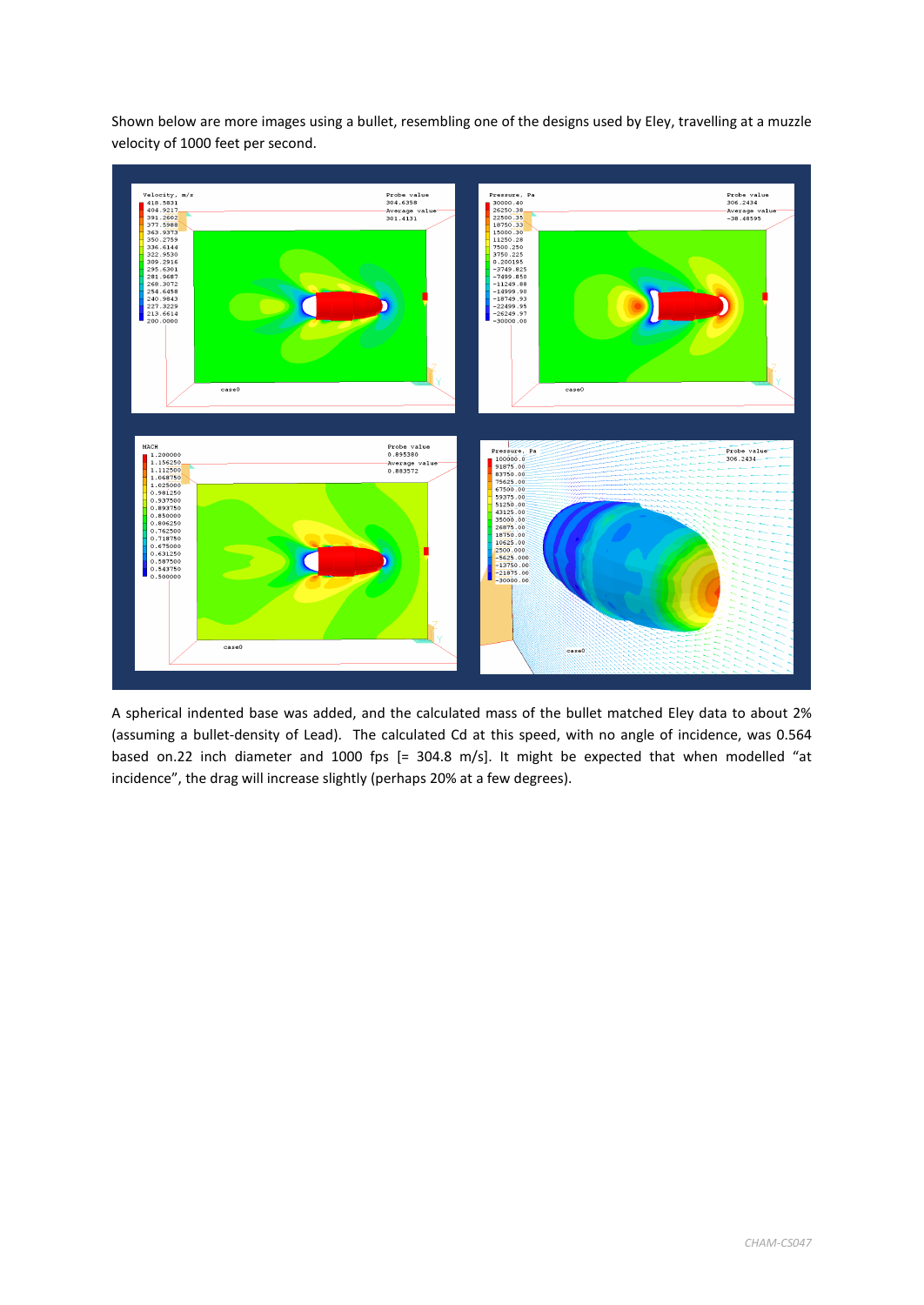Shown below are more images using a bullet, resembling one of the designs used by Eley, travelling at a muzzle velocity of 1000 feet per second.

Velocity, m/s
418.5831
404.9217
391.2602
377.5988
363.9373
350.2759
336.6144
322.9530
309.2916
295.6301
281.9687
268.3072
254.6458
240.9843
227.3229
213.6614
200.0000
Probe value
304.6358
Average value
301.4131
case0

Pressure, Pa
30000.40
26250.38
22500.35
18750.33
15000.30
11250.28
7500.250
3750.225
0.200195
-3749.825
-7499.850
-11249.88
-14999.90
-18749.93
-22499.95
-26249.97
-30000.00
Probe value
306.2434
Average value
-38.48595
case0

MACH
1.200000
1.156250
1.112500
1.068750
1.025000
0.981250
0.937500
0.893750
0.850000
0.806250
0.762500
0.718750
0.675000
0.631250
0.587500
0.543750
0.500000
Probe value
0.895380
Average value
0.883572
case0

Pressure, Pa
100000.0
91875.00
83750.00
75625.00
67500.00
59375.00
51250.00
43125.00
35000.00
26875.00
18750.00
10625.00
2500.000
-5625.000
-13750.00
-21875.00
-30000.00
Probe value
306.2434
case0

A spherical indented base was added, and the calculated mass of the bullet matched Eley data to about 2% (assuming a bullet-density of Lead). The calculated Cd at this speed, with no angle of incidence, was 0.564 based on.22 inch diameter and 1000 fps [= 304.8 m/s]. It might be expected that when modelled "at incidence", the drag will increase slightly (perhaps 20% at a few degrees).